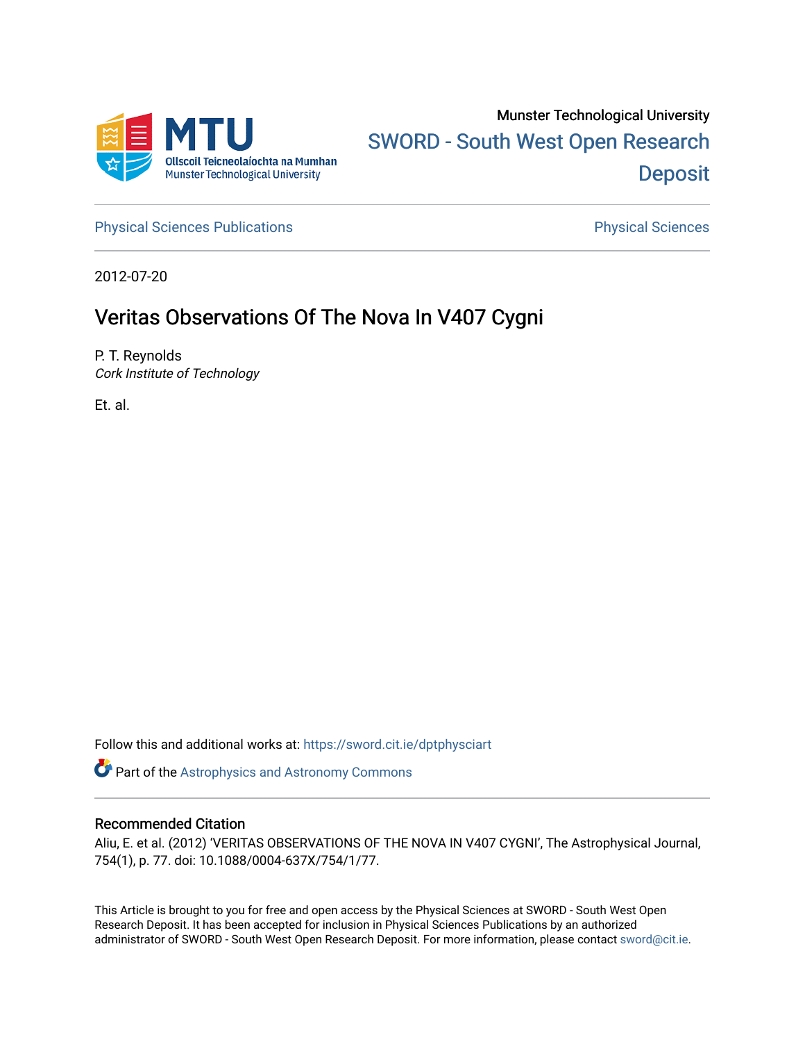Munster Technological University

SWORD - South West Open Research Deposit

Physical Sciences Publications

Physical Sciences

2012-07-20

# Veritas Observations Of The Nova In V407 Cygni

P. T. Reynolds
*Cork Institute of Technology*

Et. al.

Follow this and additional works at: https://sword.cit.ie/dptphysciart

Part of the Astrophysics and Astronomy Commons

## Recommended Citation

Aliu, E. et al. (2012) 'VERITAS OBSERVATIONS OF THE NOVA IN V407 CYGNI', The Astrophysical Journal, 754(1), p. 77. doi: 10.1088/0004-637X/754/1/77.

This Article is brought to you for free and open access by the Physical Sciences at SWORD - South West Open Research Deposit. It has been accepted for inclusion in Physical Sciences Publications by an authorized administrator of SWORD - South West Open Research Deposit. For more information, please contact sword@cit.ie.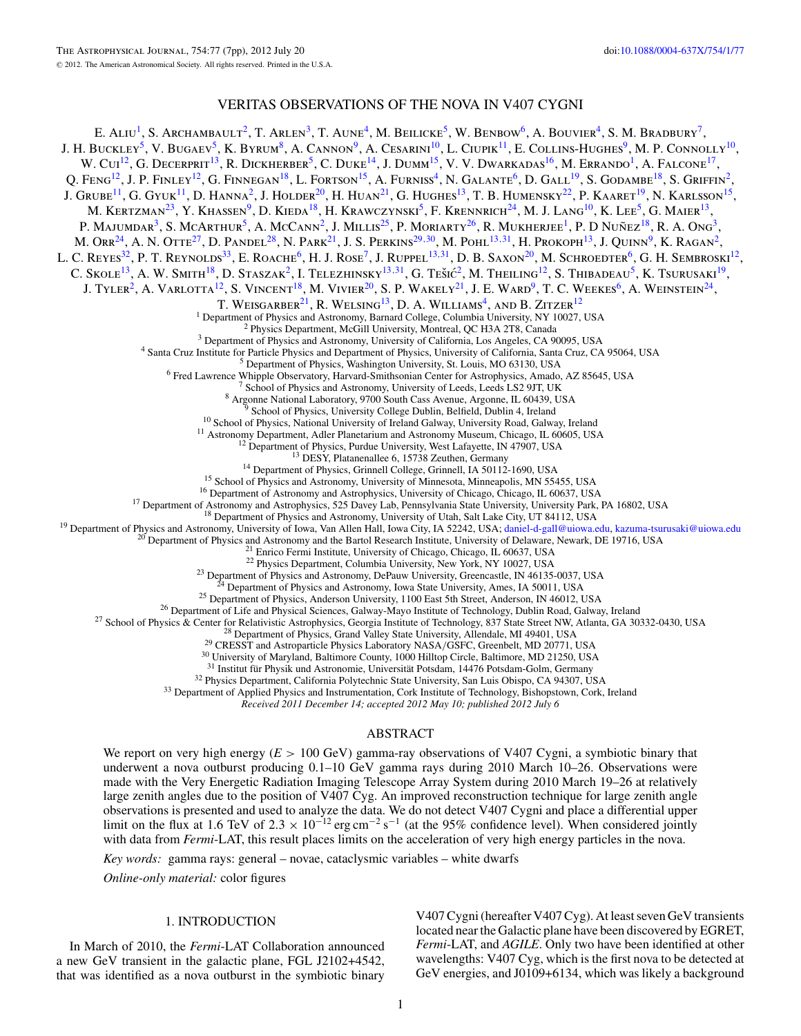# VERITAS OBSERVATIONS OF THE NOVA IN V407 CYGNI

E. Aliu[1], S. Archambault[2], T. Arlen[3], T. Aune[4], M. Beilicke[5], W. Benbow[6], A. Bouvier[4], S. M. Bradbury[7], J. H. Buckley[5], V. Bugaev[5], K. Byrum[8], A. Cannon[9], A. Cesarini[10], L. Ciupik[11], E. Collins-Hughes[9], M. P. Connolly[10], W. Cui[12], G. Decerprit[13], R. Dickherber[5], C. Duke[14], J. Dumm[15], V. V. Dwarkadas[16], M. Errando[1], A. Falcone[17], Q. Feng[12], J. P. Finley[12], G. Finnegan[18], L. Fortson[15], A. Furniss[4], N. Galante[6], D. Gall[19], S. Godambe[18], S. Griffin[2], J. Grube[11], G. Gyuk[11], D. Hanna[2], J. Holder[20], H. Huan[21], G. Hughes[13], T. B. Humensky[22], P. Kaaret[19], N. Karlsson[15], M. Kertzman[23], Y. Khassen[9], D. Kieda[18], H. Krawczynski[5], F. Krennrich[24], M. J. Lang[10], K. Lee[5], G. Maier[13], P. Majumdar[3], S. McArthur[5], A. McCann[2], J. Millis[25], P. Moriarty[26], R. Mukherjee[1], P. D Nuñez[18], R. A. Ong[3], M. Orr[24], A. N. Otte[27], D. Pandel[28], N. Park[21], J. S. Perkins[29,30], M. Pohl[13,31], H. Prokoph[13], J. Quinn[9], K. Ragan[2], L. C. Reyes[32], P. T. Reynolds[33], E. Roache[6], H. J. Rose[7], J. Ruppel[13,31], D. B. Saxon[20], M. Schroedter[6], G. H. Sembroski[12], C. Skole[13], A. W. Smith[18], D. Staszak[2], I. Telezhinsky[13,31], G. Tešić[2], M. Theiling[12], S. Thibadeau[5], K. Tsurusaki[19], J. Tyler[2], A. Varlotta[12], S. Vincent[18], M. Vivier[20], S. P. Wakely[21], J. E. Ward[9], T. C. Weekes[6], A. Weinstein[24], T. Weisgarber[21], R. Welsing[13], D. A. Williams[4], and B. Zitzer[12]

[1] Department of Physics and Astronomy, Barnard College, Columbia University, NY 10027, USA
[2] Physics Department, McGill University, Montreal, QC H3A 2T8, Canada
[3] Department of Physics and Astronomy, University of California, Los Angeles, CA 90095, USA
[4] Santa Cruz Institute for Particle Physics and Department of Physics, University of California, Santa Cruz, CA 95064, USA
[5] Department of Physics, Washington University, St. Louis, MO 63130, USA
[6] Fred Lawrence Whipple Observatory, Harvard-Smithsonian Center for Astrophysics, Amado, AZ 85645, USA
[7] School of Physics and Astronomy, University of Leeds, Leeds LS2 9JT, UK
[8] Argonne National Laboratory, 9700 South Cass Avenue, Argonne, IL 60439, USA
[9] School of Physics, University College Dublin, Belfield, Dublin 4, Ireland
[10] School of Physics, National University of Ireland Galway, University Road, Galway, Ireland
[11] Astronomy Department, Adler Planetarium and Astronomy Museum, Chicago, IL 60605, USA
[12] Department of Physics, Purdue University, West Lafayette, IN 47907, USA
[13] DESY, Platanenallee 6, 15738 Zeuthen, Germany
[14] Department of Physics, Grinnell College, Grinnell, IA 50112-1690, USA
[15] School of Physics and Astronomy, University of Minnesota, Minneapolis, MN 55455, USA
[16] Department of Astronomy and Astrophysics, University of Chicago, Chicago, IL 60637, USA
[17] Department of Astronomy and Astrophysics, 525 Davey Lab, Pennsylvania State University, University Park, PA 16802, USA
[18] Department of Physics and Astronomy, University of Utah, Salt Lake City, UT 84112, USA
[19] Department of Physics and Astronomy, University of Iowa, Van Allen Hall, Iowa City, IA 52242, USA; daniel-d-gall@uiowa.edu, kazuma-tsurusaki@uiowa.edu
[20] Department of Physics and Astronomy and the Bartol Research Institute, University of Delaware, Newark, DE 19716, USA
[21] Enrico Fermi Institute, University of Chicago, Chicago, IL 60637, USA
[22] Physics Department, Columbia University, New York, NY 10027, USA
[23] Department of Physics and Astronomy, DePauw University, Greencastle, IN 46135-0037, USA
[24] Department of Physics and Astronomy, Iowa State University, Ames, IA 50011, USA
[25] Department of Physics, Anderson University, 1100 East 5th Street, Anderson, IN 46012, USA
[26] Department of Life and Physical Sciences, Galway-Mayo Institute of Technology, Dublin Road, Galway, Ireland
[27] School of Physics & Center for Relativistic Astrophysics, Georgia Institute of Technology, 837 State Street NW, Atlanta, GA 30332-0430, USA
[28] Department of Physics, Grand Valley State University, Allendale, MI 49401, USA
[29] CRESST and Astroparticle Physics Laboratory NASA/GSFC, Greenbelt, MD 20771, USA
[30] University of Maryland, Baltimore County, 1000 Hilltop Circle, Baltimore, MD 21250, USA
[31] Institut für Physik und Astronomie, Universität Potsdam, 14476 Potsdam-Golm, Germany
[32] Physics Department, California Polytechnic State University, San Luis Obispo, CA 94307, USA
[33] Department of Applied Physics and Instrumentation, Cork Institute of Technology, Bishopstown, Cork, Ireland

*Received 2011 December 14; accepted 2012 May 10; published 2012 July 6*

## ABSTRACT

We report on very high energy ($E > 100$ GeV) gamma-ray observations of V407 Cygni, a symbiotic binary that underwent a nova outburst producing 0.1–10 GeV gamma rays during 2010 March 10–26. Observations were made with the Very Energetic Radiation Imaging Telescope Array System during 2010 March 19–26 at relatively large zenith angles due to the position of V407 Cyg. An improved reconstruction technique for large zenith angle observations is presented and used to analyze the data. We do not detect V407 Cygni and place a differential upper limit on the flux at 1.6 TeV of $2.3 \times 10^{-12}$ erg cm$^{-2}$ s$^{-1}$ (at the 95% confidence level). When considered jointly with data from *Fermi*-LAT, this result places limits on the acceleration of very high energy particles in the nova.

*Key words:* gamma rays: general – novae, cataclysmic variables – white dwarfs

*Online-only material:* color figures

## 1. INTRODUCTION

In March of 2010, the *Fermi*-LAT Collaboration announced a new GeV transient in the galactic plane, FGL J2102+4542, that was identified as a nova outburst in the symbiotic binary V407 Cygni (hereafter V407 Cyg). At least seven GeV transients located near the Galactic plane have been discovered by EGRET, *Fermi*-LAT, and *AGILE*. Only two have been identified at other wavelengths: V407 Cyg, which is the first nova to be detected at GeV energies, and J0109+6134, which was likely a background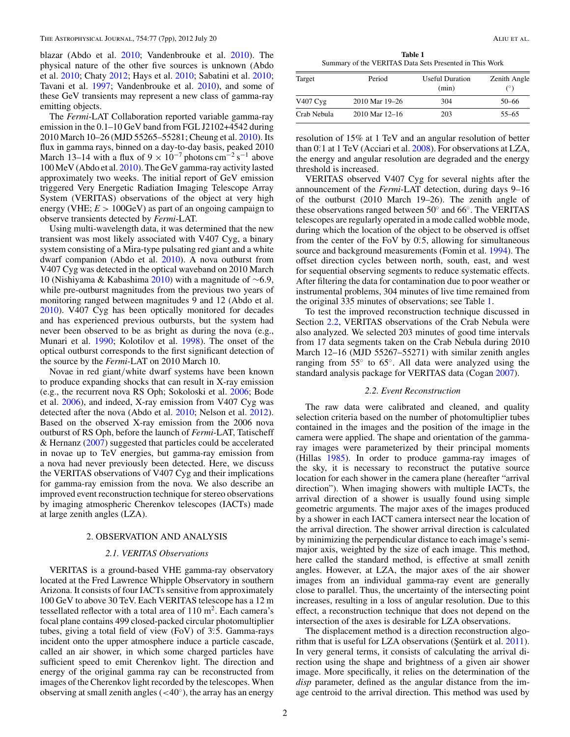blazar (Abdo et al. 2010; Vandenbroucke et al. 2010). The physical nature of the other five sources is unknown (Abdo et al. 2010; Chaty 2012; Hays et al. 2010; Sabatini et al. 2010; Tavani et al. 1997; Vandenbroucke et al. 2010), and some of these GeV transients may represent a new class of gamma-ray emitting objects.

The *Fermi*-LAT Collaboration reported variable gamma-ray emission in the 0.1–10 GeV band from FGL J2102+4542 during 2010 March 10–26 (MJD 55265–55281; Cheung et al. 2010). Its flux in gamma rays, binned on a day-to-day basis, peaked 2010 March 13–14 with a flux of $9 \times 10^{-7}$ photons $\mathrm{cm^{-2}\,s^{-1}}$ above 100 MeV (Abdo et al. 2010). The GeV gamma-ray activity lasted approximately two weeks. The initial report of GeV emission triggered Very Energetic Radiation Imaging Telescope Array System (VERITAS) observations of the object at very high energy (VHE; $E > 100$GeV) as part of an ongoing campaign to observe transients detected by *Fermi*-LAT.

Using multi-wavelength data, it was determined that the new transient was most likely associated with V407 Cyg, a binary system consisting of a Mira-type pulsating red giant and a white dwarf companion (Abdo et al. 2010). A nova outburst from V407 Cyg was detected in the optical waveband on 2010 March 10 (Nishiyama & Kabashima 2010) with a magnitude of $\sim$6.9, while pre-outburst magnitudes from the previous two years of monitoring ranged between magnitudes 9 and 12 (Abdo et al. 2010). V407 Cyg has been optically monitored for decades and has experienced previous outbursts, but the system had never been observed to be as bright as during the nova (e.g., Munari et al. 1990; Kolotilov et al. 1998). The onset of the optical outburst corresponds to the first significant detection of the source by the *Fermi*-LAT on 2010 March 10.

Novae in red giant/white dwarf systems have been known to produce expanding shocks that can result in X-ray emission (e.g., the recurrent nova RS Oph; Sokoloski et al. 2006; Bode et al. 2006), and indeed, X-ray emission from V407 Cyg was detected after the nova (Abdo et al. 2010; Nelson et al. 2012). Based on the observed X-ray emission from the 2006 nova outburst of RS Oph, before the launch of *Fermi*-LAT, Tatischeff & Hernanz (2007) suggested that particles could be accelerated in novae up to TeV energies, but gamma-ray emission from a nova had never previously been detected. Here, we discuss the VERITAS observations of V407 Cyg and their implications for gamma-ray emission from the nova. We also describe an improved event reconstruction technique for stereo observations by imaging atmospheric Cherenkov telescopes (IACTs) made at large zenith angles (LZA).

## 2. OBSERVATION AND ANALYSIS

### *2.1. VERITAS Observations*

VERITAS is a ground-based VHE gamma-ray observatory located at the Fred Lawrence Whipple Observatory in southern Arizona. It consists of four IACTs sensitive from approximately 100 GeV to above 30 TeV. Each VERITAS telescope has a 12 m tessellated reflector with a total area of 110 $\mathrm{m}^2$. Each camera's focal plane contains 499 closed-packed circular photomultiplier tubes, giving a total field of view (FoV) of 3.°5. Gamma-rays incident onto the upper atmosphere induce a particle cascade, called an air shower, in which some charged particles have sufficient speed to emit Cherenkov light. The direction and energy of the original gamma ray can be reconstructed from images of the Cherenkov light recorded by the telescopes. When observing at small zenith angles ($<40°$), the array has an energy resolution of 15% at 1 TeV and an angular resolution of better than 0.°1 at 1 TeV (Acciari et al. 2008). For observations at LZA, the energy and angular resolution are degraded and the energy threshold is increased.

**Table 1**
Summary of the VERITAS Data Sets Presented in This Work

| Target | Period | Useful Duration (min) | Zenith Angle (°) |
|---|---|---|---|
| V407 Cyg | 2010 Mar 19–26 | 304 | 50–66 |
| Crab Nebula | 2010 Mar 12–16 | 203 | 55–65 |

VERITAS observed V407 Cyg for several nights after the announcement of the *Fermi*-LAT detection, during days 9–16 of the outburst (2010 March 19–26). The zenith angle of these observations ranged between 50° and 66°. The VERITAS telescopes are regularly operated in a mode called wobble mode, during which the location of the object to be observed is offset from the center of the FoV by 0.°5, allowing for simultaneous source and background measurements (Fomin et al. 1994). The offset direction cycles between north, south, east, and west for sequential observing segments to reduce systematic effects. After filtering the data for contamination due to poor weather or instrumental problems, 304 minutes of live time remained from the original 335 minutes of observations; see Table 1.

To test the improved reconstruction technique discussed in Section 2.2, VERITAS observations of the Crab Nebula were also analyzed. We selected 203 minutes of good time intervals from 17 data segments taken on the Crab Nebula during 2010 March 12–16 (MJD 55267–55271) with similar zenith angles ranging from 55° to 65°. All data were analyzed using the standard analysis package for VERITAS data (Cogan 2007).

### *2.2. Event Reconstruction*

The raw data were calibrated and cleaned, and quality selection criteria based on the number of photomultiplier tubes contained in the images and the position of the image in the camera were applied. The shape and orientation of the gamma-ray images were parameterized by their principal moments (Hillas 1985). In order to produce gamma-ray images of the sky, it is necessary to reconstruct the putative source location for each shower in the camera plane (hereafter "arrival direction"). When imaging showers with multiple IACTs, the arrival direction of a shower is usually found using simple geometric arguments. The major axes of the images produced by a shower in each IACT camera intersect near the location of the arrival direction. The shower arrival direction is calculated by minimizing the perpendicular distance to each image's semi-major axis, weighted by the size of each image. This method, here called the standard method, is effective at small zenith angles. However, at LZA, the major axes of the air shower images from an individual gamma-ray event are generally close to parallel. Thus, the uncertainty of the intersecting point increases, resulting in a loss of angular resolution. Due to this effect, a reconstruction technique that does not depend on the intersection of the axes is desirable for LZA observations.

The displacement method is a direction reconstruction algorithm that is useful for LZA observations (Şentürk et al. 2011). In very general terms, it consists of calculating the arrival direction using the shape and brightness of a given air shower image. More specifically, it relies on the determination of the *disp* parameter, defined as the angular distance from the image centroid to the arrival direction. This method was used by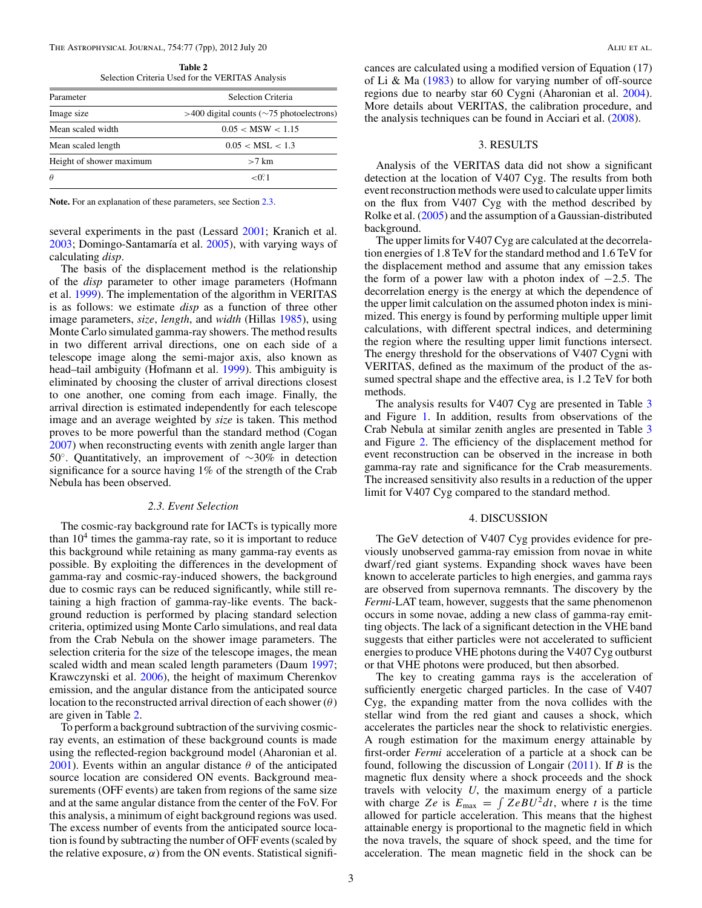**Table 2**
Selection Criteria Used for the VERITAS Analysis

| Parameter | Selection Criteria |
| --- | --- |
| Image size | >400 digital counts (∼75 photoelectrons) |
| Mean scaled width | 0.05 < MSW < 1.15 |
| Mean scaled length | 0.05 < MSL < 1.3 |
| Height of shower maximum | >7 km |
| $\theta$ | <0°1 |

**Note.** For an explanation of these parameters, see Section 2.3.

several experiments in the past (Lessard 2001; Kranich et al. 2003; Domingo-Santamaría et al. 2005), with varying ways of calculating *disp*.

The basis of the displacement method is the relationship of the *disp* parameter to other image parameters (Hofmann et al. 1999). The implementation of the algorithm in VERITAS is as follows: we estimate *disp* as a function of three other image parameters, *size*, *length*, and *width* (Hillas 1985), using Monte Carlo simulated gamma-ray showers. The method results in two different arrival directions, one on each side of a telescope image along the semi-major axis, also known as head–tail ambiguity (Hofmann et al. 1999). This ambiguity is eliminated by choosing the cluster of arrival directions closest to one another, one coming from each image. Finally, the arrival direction is estimated independently for each telescope image and an average weighted by *size* is taken. This method proves to be more powerful than the standard method (Cogan 2007) when reconstructing events with zenith angle larger than 50°. Quantitatively, an improvement of ∼30% in detection significance for a source having 1% of the strength of the Crab Nebula has been observed.

### 2.3. Event Selection

The cosmic-ray background rate for IACTs is typically more than $10^4$ times the gamma-ray rate, so it is important to reduce this background while retaining as many gamma-ray events as possible. By exploiting the differences in the development of gamma-ray and cosmic-ray-induced showers, the background due to cosmic rays can be reduced significantly, while still retaining a high fraction of gamma-ray-like events. The background reduction is performed by placing standard selection criteria, optimized using Monte Carlo simulations, and real data from the Crab Nebula on the shower image parameters. The selection criteria for the size of the telescope images, the mean scaled width and mean scaled length parameters (Daum 1997; Krawczynski et al. 2006), the height of maximum Cherenkov emission, and the angular distance from the anticipated source location to the reconstructed arrival direction of each shower ($\theta$) are given in Table 2.

To perform a background subtraction of the surviving cosmic-ray events, an estimation of these background counts is made using the reflected-region background model (Aharonian et al. 2001). Events within an angular distance $\theta$ of the anticipated source location are considered ON events. Background measurements (OFF events) are taken from regions of the same size and at the same angular distance from the center of the FoV. For this analysis, a minimum of eight background regions was used. The excess number of events from the anticipated source location is found by subtracting the number of OFF events (scaled by the relative exposure, $\alpha$) from the ON events. Statistical significances are calculated using a modified version of Equation (17) of Li & Ma (1983) to allow for varying number of off-source regions due to nearby star 60 Cygni (Aharonian et al. 2004). More details about VERITAS, the calibration procedure, and the analysis techniques can be found in Acciari et al. (2008).

## 3. RESULTS

Analysis of the VERITAS data did not show a significant detection at the location of V407 Cyg. The results from both event reconstruction methods were used to calculate upper limits on the flux from V407 Cyg with the method described by Rolke et al. (2005) and the assumption of a Gaussian-distributed background.

The upper limits for V407 Cyg are calculated at the decorrelation energies of 1.8 TeV for the standard method and 1.6 TeV for the displacement method and assume that any emission takes the form of a power law with a photon index of −2.5. The decorrelation energy is the energy at which the dependence of the upper limit calculation on the assumed photon index is minimized. This energy is found by performing multiple upper limit calculations, with different spectral indices, and determining the region where the resulting upper limit functions intersect. The energy threshold for the observations of V407 Cygni with VERITAS, defined as the maximum of the product of the assumed spectral shape and the effective area, is 1.2 TeV for both methods.

The analysis results for V407 Cyg are presented in Table 3 and Figure 1. In addition, results from observations of the Crab Nebula at similar zenith angles are presented in Table 3 and Figure 2. The efficiency of the displacement method for event reconstruction can be observed in the increase in both gamma-ray rate and significance for the Crab measurements. The increased sensitivity also results in a reduction of the upper limit for V407 Cyg compared to the standard method.

## 4. DISCUSSION

The GeV detection of V407 Cyg provides evidence for previously unobserved gamma-ray emission from novae in white dwarf/red giant systems. Expanding shock waves have been known to accelerate particles to high energies, and gamma rays are observed from supernova remnants. The discovery by the *Fermi*-LAT team, however, suggests that the same phenomenon occurs in some novae, adding a new class of gamma-ray emitting objects. The lack of a significant detection in the VHE band suggests that either particles were not accelerated to sufficient energies to produce VHE photons during the V407 Cyg outburst or that VHE photons were produced, but then absorbed.

The key to creating gamma rays is the acceleration of sufficiently energetic charged particles. In the case of V407 Cyg, the expanding matter from the nova collides with the stellar wind from the red giant and causes a shock, which accelerates the particles near the shock to relativistic energies. A rough estimation for the maximum energy attainable by first-order *Fermi* acceleration of a particle at a shock can be found, following the discussion of Longair (2011). If $B$ is the magnetic flux density where a shock proceeds and the shock travels with velocity $U$, the maximum energy of a particle with charge $Ze$ is $E_{\max} = \int ZeBU^2 dt$, where $t$ is the time allowed for particle acceleration. This means that the highest attainable energy is proportional to the magnetic field in which the nova travels, the square of shock speed, and the time for acceleration. The mean magnetic field in the shock can be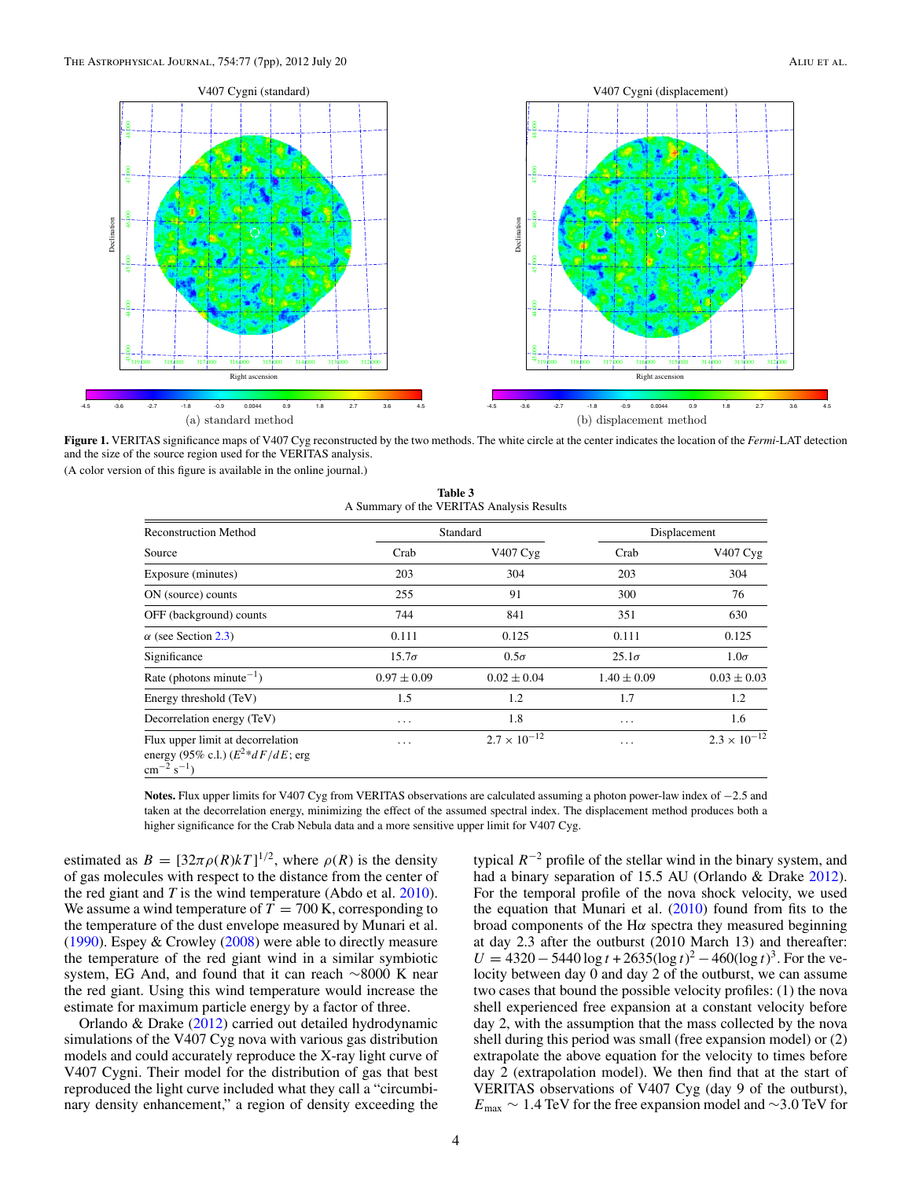Figure 1. VERITAS significance maps of V407 Cyg reconstructed by the two methods. The white circle at the center indicates the location of the *Fermi*-LAT detection and the size of the source region used for the VERITAS analysis.

(A color version of this figure is available in the online journal.)

**Table 3**
A Summary of the VERITAS Analysis Results

| Reconstruction Method | Standard | | Displacement | |
|---|---|---|---|---|
| Source | Crab | V407 Cyg | Crab | V407 Cyg |
| Exposure (minutes) | 203 | 304 | 203 | 304 |
| ON (source) counts | 255 | 91 | 300 | 76 |
| OFF (background) counts | 744 | 841 | 351 | 630 |
| $\alpha$ (see Section 2.3) | 0.111 | 0.125 | 0.111 | 0.125 |
| Significance | $15.7\sigma$ | $0.5\sigma$ | $25.1\sigma$ | $1.0\sigma$ |
| Rate (photons minute$^{-1}$) | $0.97 \pm 0.09$ | $0.02 \pm 0.04$ | $1.40 \pm 0.09$ | $0.03 \pm 0.03$ |
| Energy threshold (TeV) | 1.5 | 1.2 | 1.7 | 1.2 |
| Decorrelation energy (TeV) | ... | 1.8 | ... | 1.6 |
| Flux upper limit at decorrelation energy (95% c.l.) ($E^2 * dF/dE$; erg cm$^{-2}$ s$^{-1}$) | ... | $2.7 \times 10^{-12}$ | ... | $2.3 \times 10^{-12}$ |

**Notes.** Flux upper limits for V407 Cyg from VERITAS observations are calculated assuming a photon power-law index of $-2.5$ and taken at the decorrelation energy, minimizing the effect of the assumed spectral index. The displacement method produces both a higher significance for the Crab Nebula data and a more sensitive upper limit for V407 Cyg.

estimated as $B = [32\pi\rho(R)kT]^{1/2}$, where $\rho(R)$ is the density of gas molecules with respect to the distance from the center of the red giant and $T$ is the wind temperature (Abdo et al. 2010). We assume a wind temperature of $T = 700$ K, corresponding to the temperature of the dust envelope measured by Munari et al. (1990). Espey & Crowley (2008) were able to directly measure the temperature of the red giant wind in a similar symbiotic system, EG And, and found that it can reach $\sim$8000 K near the red giant. Using this wind temperature would increase the estimate for maximum particle energy by a factor of three.

Orlando & Drake (2012) carried out detailed hydrodynamic simulations of the V407 Cyg nova with various gas distribution models and could accurately reproduce the X-ray light curve of V407 Cygni. Their model for the distribution of gas that best reproduced the light curve included what they call a "circumbinary density enhancement," a region of density exceeding the typical $R^{-2}$ profile of the stellar wind in the binary system, and had a binary separation of 15.5 AU (Orlando & Drake 2012). For the temporal profile of the nova shock velocity, we used the equation that Munari et al. (2010) found from fits to the broad components of the H$\alpha$ spectra they measured beginning at day 2.3 after the outburst (2010 March 13) and thereafter: $U = 4320 - 5440 \log t + 2635 (\log t)^2 - 460 (\log t)^3$. For the velocity between day 0 and day 2 of the outburst, we can assume two cases that bound the possible velocity profiles: (1) the nova shell experienced free expansion at a constant velocity before day 2, with the assumption that the mass collected by the nova shell during this period was small (free expansion model) or (2) extrapolate the above equation for the velocity to times before day 2 (extrapolation model). We then find that at the start of VERITAS observations of V407 Cyg (day 9 of the outburst), $E_{\text{max}} \sim 1.4$ TeV for the free expansion model and $\sim$3.0 TeV for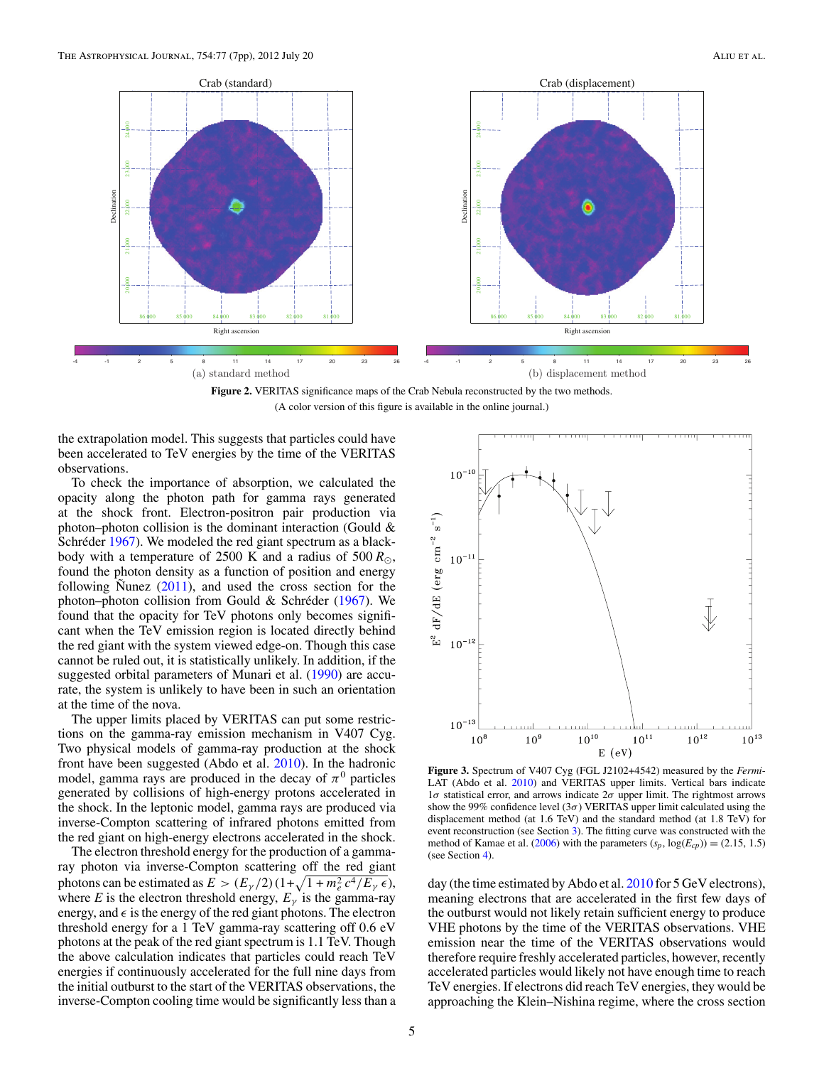(a) standard method (b) displacement method

**Figure 2.** VERITAS significance maps of the Crab Nebula reconstructed by the two methods.

(A color version of this figure is available in the online journal.)

the extrapolation model. This suggests that particles could have been accelerated to TeV energies by the time of the VERITAS observations.

To check the importance of absorption, we calculated the opacity along the photon path for gamma rays generated at the shock front. Electron-positron pair production via photon–photon collision is the dominant interaction (Gould & Schréder 1967). We modeled the red giant spectrum as a blackbody with a temperature of 2500 K and a radius of 500 $R_\odot$, found the photon density as a function of position and energy following Ñunez (2011), and used the cross section for the photon–photon collision from Gould & Schréder (1967). We found that the opacity for TeV photons only becomes significant when the TeV emission region is located directly behind the red giant with the system viewed edge-on. Though this case cannot be ruled out, it is statistically unlikely. In addition, if the suggested orbital parameters of Munari et al. (1990) are accurate, the system is unlikely to have been in such an orientation at the time of the nova.

The upper limits placed by VERITAS can put some restrictions on the gamma-ray emission mechanism in V407 Cyg. Two physical models of gamma-ray production at the shock front have been suggested (Abdo et al. 2010). In the hadronic model, gamma rays are produced in the decay of $\pi^0$ particles generated by collisions of high-energy protons accelerated in the shock. In the leptonic model, gamma rays are produced via inverse-Compton scattering of infrared photons emitted from the red giant on high-energy electrons accelerated in the shock.

The electron threshold energy for the production of a gamma-ray photon via inverse-Compton scattering off the red giant photons can be estimated as $E > (E_\gamma/2)\,(1+\sqrt{1+m_e^2\,c^4/E_\gamma\,\epsilon})$, where $E$ is the electron threshold energy, $E_\gamma$ is the gamma-ray energy, and $\epsilon$ is the energy of the red giant photons. The electron threshold energy for a 1 TeV gamma-ray scattering off 0.6 eV photons at the peak of the red giant spectrum is 1.1 TeV. Though the above calculation indicates that particles could reach TeV energies if continuously accelerated for the full nine days from the initial outburst to the start of the VERITAS observations, the inverse-Compton cooling time would be significantly less than a day (the time estimated by Abdo et al. 2010 for 5 GeV electrons), meaning electrons that are accelerated in the first few days of the outburst would not likely retain sufficient energy to produce VHE photons by the time of the VERITAS observations. VHE emission near the time of the VERITAS observations would therefore require freshly accelerated particles, however, recently accelerated particles would likely not have enough time to reach TeV energies. If electrons did reach TeV energies, they would be approaching the Klein–Nishina regime, where the cross section

**Figure 3.** Spectrum of V407 Cyg (FGL J2102+4542) measured by the *Fermi*-LAT (Abdo et al. 2010) and VERITAS upper limits. Vertical bars indicate $1\sigma$ statistical error, and arrows indicate $2\sigma$ upper limit. The rightmost arrows show the 99% confidence level ($3\sigma$) VERITAS upper limit calculated using the displacement method (at 1.6 TeV) and the standard method (at 1.8 TeV) for event reconstruction (see Section 3). The fitting curve was constructed with the method of Kamae et al. (2006) with the parameters $(s_p, \log(E_{cp})) = (2.15, 1.5)$ (see Section 4).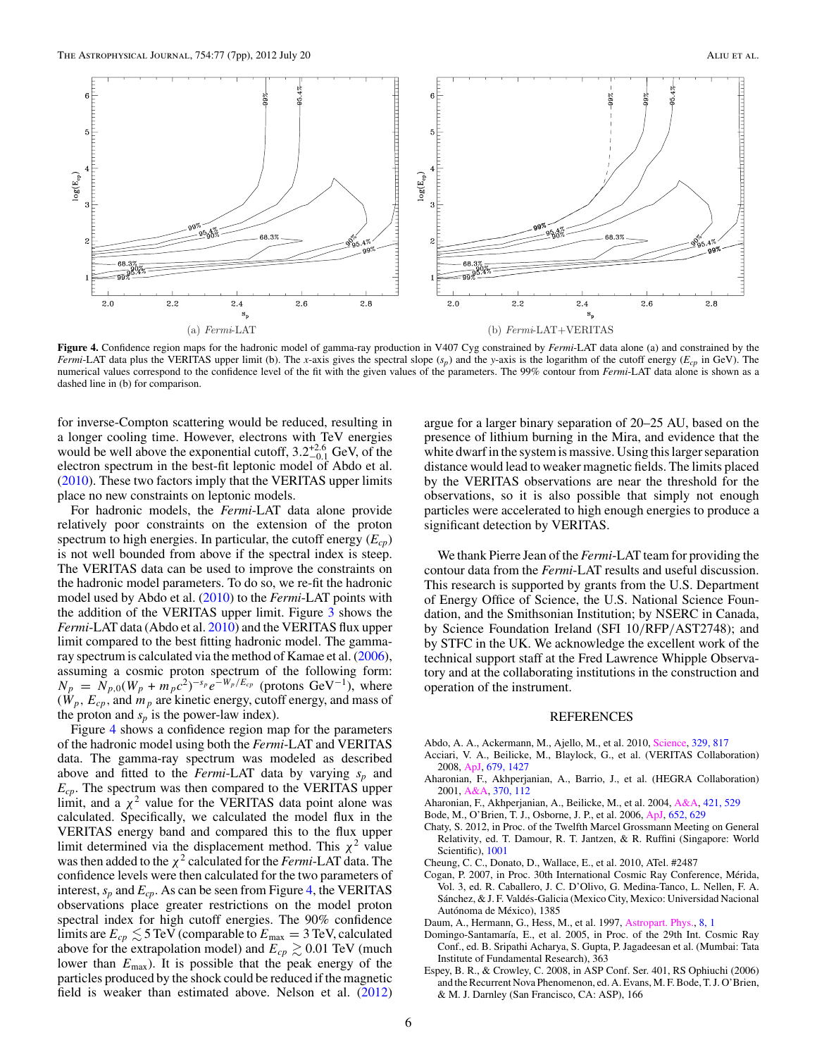(a) *Fermi*-LAT

(b) *Fermi*-LAT+VERITAS

**Figure 4.** Confidence region maps for the hadronic model of gamma-ray production in V407 Cyg constrained by *Fermi*-LAT data alone (a) and constrained by the *Fermi*-LAT data plus the VERITAS upper limit (b). The *x*-axis gives the spectral slope ($s_p$) and the *y*-axis is the logarithm of the cutoff energy ($E_{cp}$ in GeV). The numerical values correspond to the confidence level of the fit with the given values of the parameters. The 99% contour from *Fermi*-LAT data alone is shown as a dashed line in (b) for comparison.

for inverse-Compton scattering would be reduced, resulting in a longer cooling time. However, electrons with TeV energies would be well above the exponential cutoff, $3.2^{+2.6}_{-0.1}$ GeV, of the electron spectrum in the best-fit leptonic model of Abdo et al. (2010). These two factors imply that the VERITAS upper limits place no new constraints on leptonic models.

For hadronic models, the *Fermi*-LAT data alone provide relatively poor constraints on the extension of the proton spectrum to high energies. In particular, the cutoff energy ($E_{cp}$) is not well bounded from above if the spectral index is steep. The VERITAS data can be used to improve the constraints on the hadronic model parameters. To do so, we re-fit the hadronic model used by Abdo et al. (2010) to the *Fermi*-LAT points with the addition of the VERITAS upper limit. Figure 3 shows the *Fermi*-LAT data (Abdo et al. 2010) and the VERITAS flux upper limit compared to the best fitting hadronic model. The gamma-ray spectrum is calculated via the method of Kamae et al. (2006), assuming a cosmic proton spectrum of the following form: $N_p = N_{p,0}(W_p + m_p c^2)^{-s_p} e^{-W_p/E_{cp}}$ (protons GeV$^{-1}$), where ($W_p$, $E_{cp}$, and $m_p$ are kinetic energy, cutoff energy, and mass of the proton and $s_p$ is the power-law index).

Figure 4 shows a confidence region map for the parameters of the hadronic model using both the *Fermi*-LAT and VERITAS data. The gamma-ray spectrum was modeled as described above and fitted to the *Fermi*-LAT data by varying $s_p$ and $E_{cp}$. The spectrum was then compared to the VERITAS upper limit, and a $\chi^2$ value for the VERITAS data point alone was calculated. Specifically, we calculated the model flux in the VERITAS energy band and compared this to the flux upper limit determined via the displacement method. This $\chi^2$ value was then added to the $\chi^2$ calculated for the *Fermi*-LAT data. The confidence levels were then calculated for the two parameters of interest, $s_p$ and $E_{cp}$. As can be seen from Figure 4, the VERITAS observations place greater restrictions on the model proton spectral index for high cutoff energies. The 90% confidence limits are $E_{cp} \lesssim 5$ TeV (comparable to $E_{\max} = 3$ TeV, calculated above for the extrapolation model) and $E_{cp} \gtrsim 0.01$ TeV (much lower than $E_{\max}$). It is possible that the peak energy of the particles produced by the shock could be reduced if the magnetic field is weaker than estimated above. Nelson et al. (2012) argue for a larger binary separation of 20–25 AU, based on the presence of lithium burning in the Mira, and evidence that the white dwarf in the system is massive. Using this larger separation distance would lead to weaker magnetic fields. The limits placed by the VERITAS observations are near the threshold for the observations, so it is also possible that simply not enough particles were accelerated to high enough energies to produce a significant detection by VERITAS.

We thank Pierre Jean of the *Fermi*-LAT team for providing the contour data from the *Fermi*-LAT results and useful discussion. This research is supported by grants from the U.S. Department of Energy Office of Science, the U.S. National Science Foundation, and the Smithsonian Institution; by NSERC in Canada, by Science Foundation Ireland (SFI 10/RFP/AST2748); and by STFC in the UK. We acknowledge the excellent work of the technical support staff at the Fred Lawrence Whipple Observatory and at the collaborating institutions in the construction and operation of the instrument.

## REFERENCES

Abdo, A. A., Ackermann, M., Ajello, M., et al. 2010, Science, 329, 817

Acciari, V. A., Beilicke, M., Blaylock, G., et al. (VERITAS Collaboration) 2008, ApJ, 679, 1427

Aharonian, F., Akhperjanian, A., Barrio, J., et al. (HEGRA Collaboration) 2001, A&A, 370, 112

Aharonian, F., Akhperjanian, A., Beilicke, M., et al. 2004, A&A, 421, 529

Bode, M., O'Brien, T. J., Osborne, J. P., et al. 2006, ApJ, 652, 629

Chaty, S. 2012, in Proc. of the Twelfth Marcel Grossmann Meeting on General Relativity, ed. T. Damour, R. T. Jantzen, & R. Ruffini (Singapore: World Scientific), 1001

Cheung, C. C., Donato, D., Wallace, E., et al. 2010, ATel. #2487

Cogan, P. 2007, in Proc. 30th International Cosmic Ray Conference, Mérida, Vol. 3, ed. R. Caballero, J. C. D'Olivo, G. Medina-Tanco, L. Nellen, F. A. Sánchez, & J. F. Valdés-Galicia (Mexico City, Mexico: Universidad Nacional Autónoma de México), 1385

Daum, A., Hermann, G., Hess, M., et al. 1997, Astropart. Phys., 8, 1

Domingo-Santamaría, E., et al. 2005, in Proc. of the 29th Int. Cosmic Ray Conf., ed. B. Sripathi Acharya, S. Gupta, P. Jagadeesan et al. (Mumbai: Tata Institute of Fundamental Research), 363

Espey, B. R., & Crowley, C. 2008, in ASP Conf. Ser. 401, RS Ophiuchi (2006) and the Recurrent Nova Phenomenon, ed. A. Evans, M. F. Bode, T. J. O'Brien, & M. J. Darnley (San Francisco, CA: ASP), 166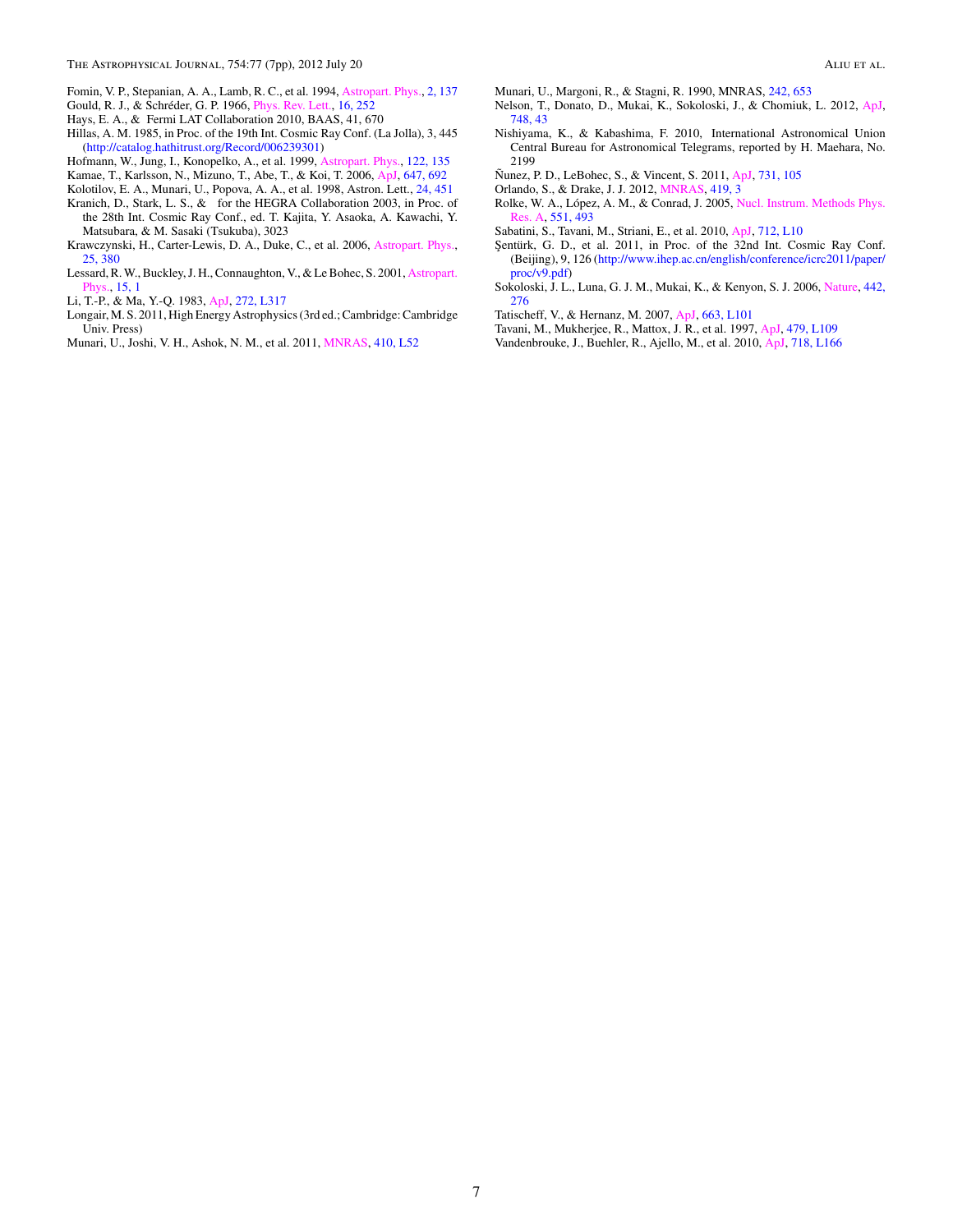Fomin, V. P., Stepanian, A. A., Lamb, R. C., et al. 1994, Astropart. Phys., 2, 137

Gould, R. J., & Schréder, G. P. 1966, Phys. Rev. Lett., 16, 252

Hays, E. A., & Fermi LAT Collaboration 2010, BAAS, 41, 670

Hillas, A. M. 1985, in Proc. of the 19th Int. Cosmic Ray Conf. (La Jolla), 3, 445 (http://catalog.hathitrust.org/Record/006239301)

Hofmann, W., Jung, I., Konopelko, A., et al. 1999, Astropart. Phys., 122, 135

Kamae, T., Karlsson, N., Mizuno, T., Abe, T., & Koi, T. 2006, ApJ, 647, 692

Kolotilov, E. A., Munari, U., Popova, A. A., et al. 1998, Astron. Lett., 24, 451

Kranich, D., Stark, L. S., & for the HEGRA Collaboration 2003, in Proc. of the 28th Int. Cosmic Ray Conf., ed. T. Kajita, Y. Asaoka, A. Kawachi, Y. Matsubara, & M. Sasaki (Tsukuba), 3023

Krawczynski, H., Carter-Lewis, D. A., Duke, C., et al. 2006, Astropart. Phys., 25, 380

Lessard, R. W., Buckley, J. H., Connaughton, V., & Le Bohec, S. 2001, Astropart. Phys., 15, 1

Li, T.-P., & Ma, Y.-Q. 1983, ApJ, 272, L317

Longair, M. S. 2011, High Energy Astrophysics (3rd ed.; Cambridge: Cambridge Univ. Press)

Munari, U., Joshi, V. H., Ashok, N. M., et al. 2011, MNRAS, 410, L52

Munari, U., Margoni, R., & Stagni, R. 1990, MNRAS, 242, 653

Nelson, T., Donato, D., Mukai, K., Sokoloski, J., & Chomiuk, L. 2012, ApJ, 748, 43

Nishiyama, K., & Kabashima, F. 2010, International Astronomical Union Central Bureau for Astronomical Telegrams, reported by H. Maehara, No. 2199

Ñunez, P. D., LeBohec, S., & Vincent, S. 2011, ApJ, 731, 105

Orlando, S., & Drake, J. J. 2012, MNRAS, 419, 3

Rolke, W. A., López, A. M., & Conrad, J. 2005, Nucl. Instrum. Methods Phys. Res. A, 551, 493

Sabatini, S., Tavani, M., Striani, E., et al. 2010, ApJ, 712, L10

Şentürk, G. D., et al. 2011, in Proc. of the 32nd Int. Cosmic Ray Conf. (Beijing), 9, 126 (http://www.ihep.ac.cn/english/conference/icrc2011/paper/proc/v9.pdf)

Sokoloski, J. L., Luna, G. J. M., Mukai, K., & Kenyon, S. J. 2006, Nature, 442, 276

Tatischeff, V., & Hernanz, M. 2007, ApJ, 663, L101

Tavani, M., Mukherjee, R., Mattox, J. R., et al. 1997, ApJ, 479, L109

Vandenbrouke, J., Buehler, R., Ajello, M., et al. 2010, ApJ, 718, L166